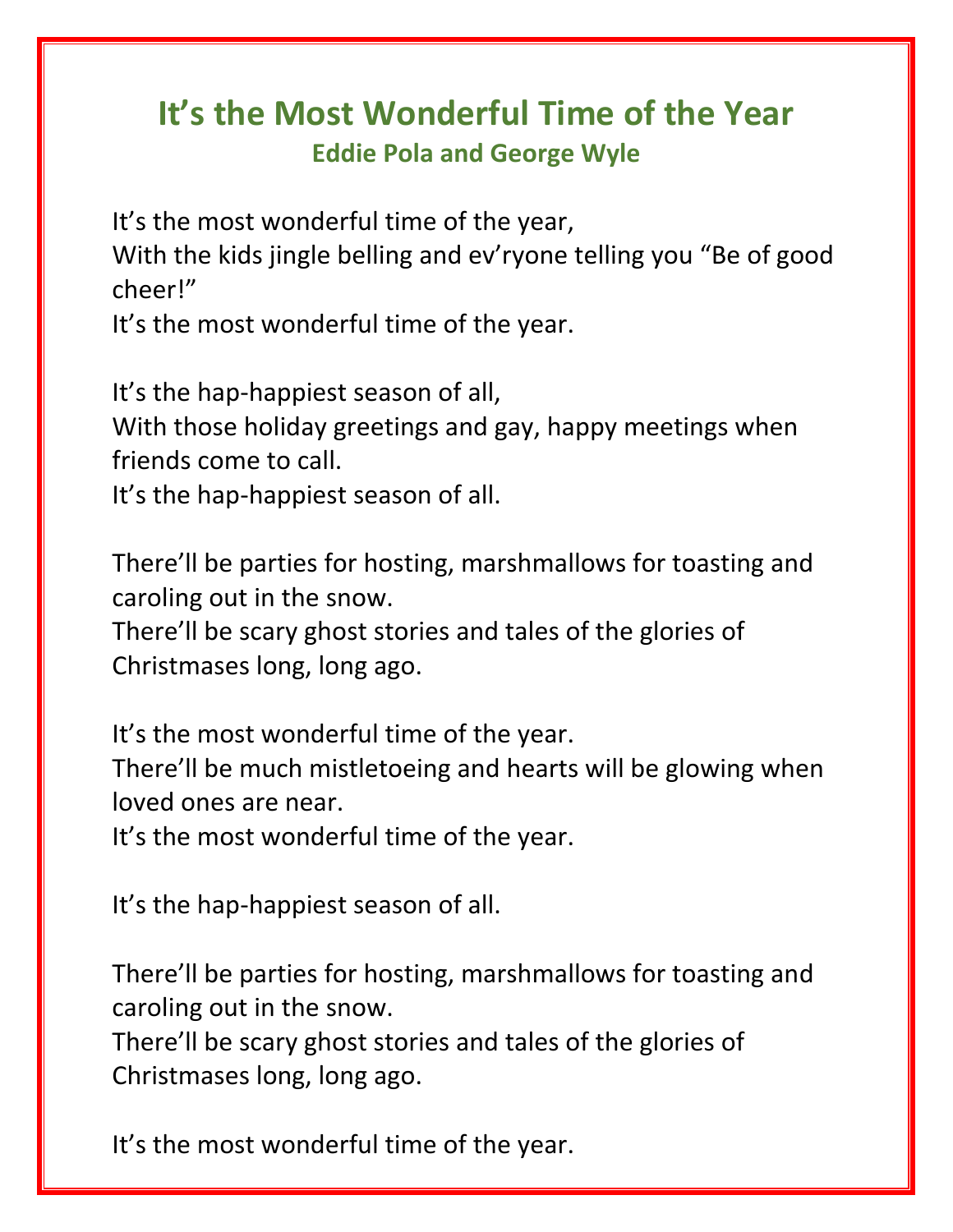# It's the Most Wonderful Time of the Year

## Eddie Pola and George Wyle

It's the most wonderful time of the year,
With the kids jingle belling and ev'ryone telling you "Be of good cheer!"
It's the most wonderful time of the year.

It's the hap-happiest season of all,
With those holiday greetings and gay, happy meetings when friends come to call.
It's the hap-happiest season of all.

There'll be parties for hosting, marshmallows for toasting and caroling out in the snow.
There'll be scary ghost stories and tales of the glories of Christmases long, long ago.

It's the most wonderful time of the year.
There'll be much mistletoeing and hearts will be glowing when loved ones are near.
It's the most wonderful time of the year.

It's the hap-happiest season of all.

There'll be parties for hosting, marshmallows for toasting and caroling out in the snow.
There'll be scary ghost stories and tales of the glories of Christmases long, long ago.

It's the most wonderful time of the year.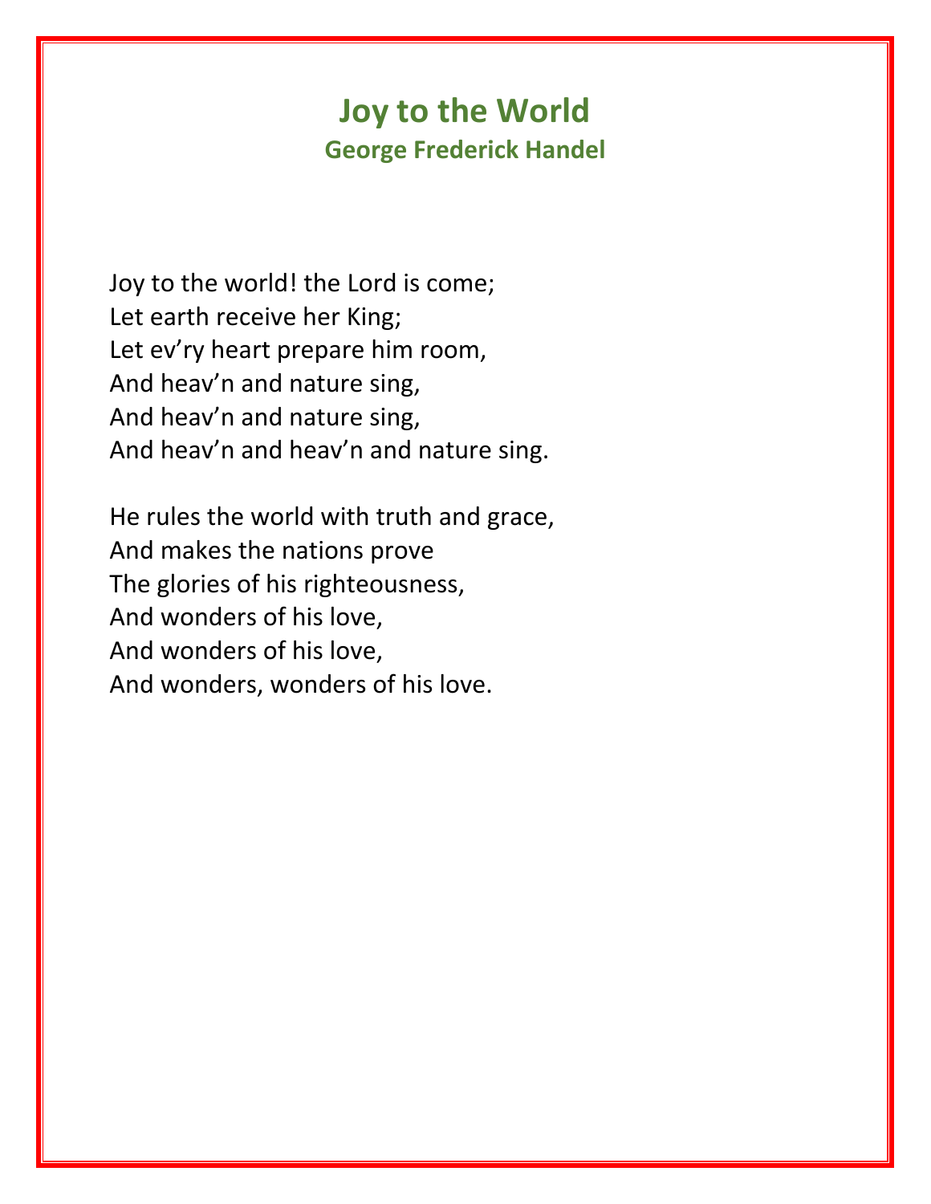# Joy to the World

## George Frederick Handel

Joy to the world! the Lord is come;
Let earth receive her King;
Let ev'ry heart prepare him room,
And heav'n and nature sing,
And heav'n and nature sing,
And heav'n and heav'n and nature sing.

He rules the world with truth and grace,
And makes the nations prove
The glories of his righteousness,
And wonders of his love,
And wonders of his love,
And wonders, wonders of his love.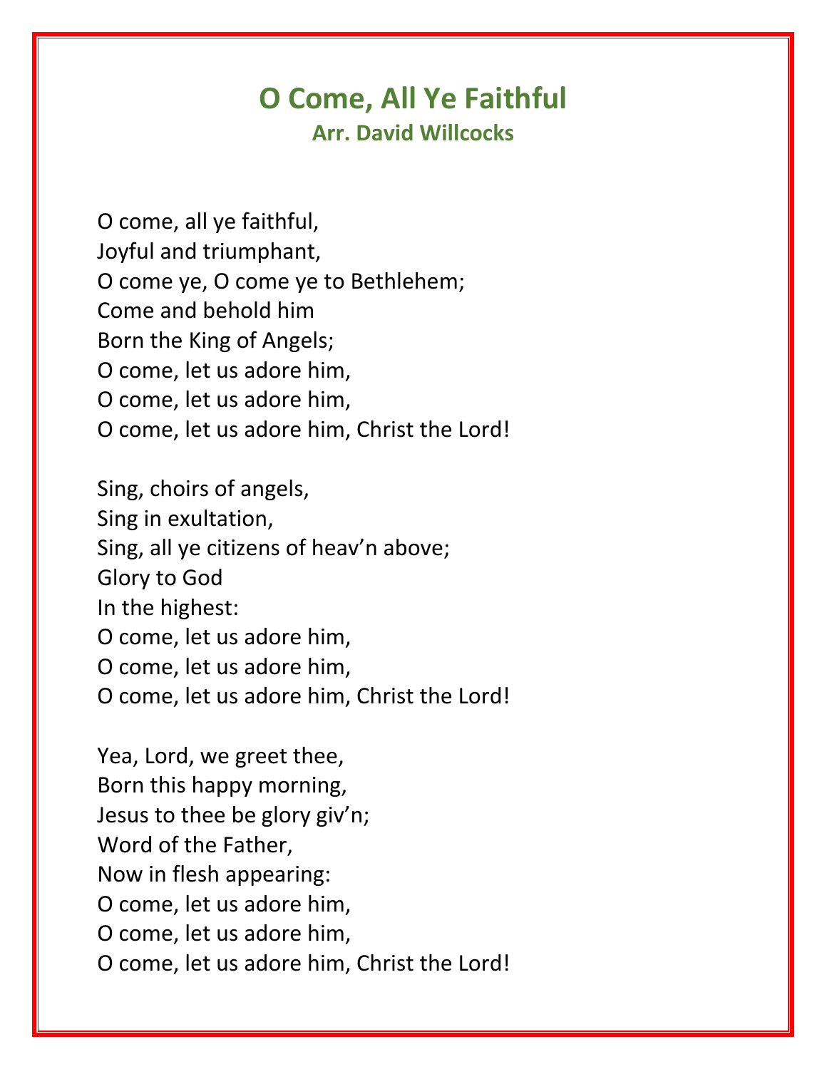# O Come, All Ye Faithful

## Arr. David Willcocks

O come, all ye faithful,
Joyful and triumphant,
O come ye, O come ye to Bethlehem;
Come and behold him
Born the King of Angels;
O come, let us adore him,
O come, let us adore him,
O come, let us adore him, Christ the Lord!

Sing, choirs of angels,
Sing in exultation,
Sing, all ye citizens of heav'n above;
Glory to God
In the highest:
O come, let us adore him,
O come, let us adore him,
O come, let us adore him, Christ the Lord!

Yea, Lord, we greet thee,
Born this happy morning,
Jesus to thee be glory giv'n;
Word of the Father,
Now in flesh appearing:
O come, let us adore him,
O come, let us adore him,
O come, let us adore him, Christ the Lord!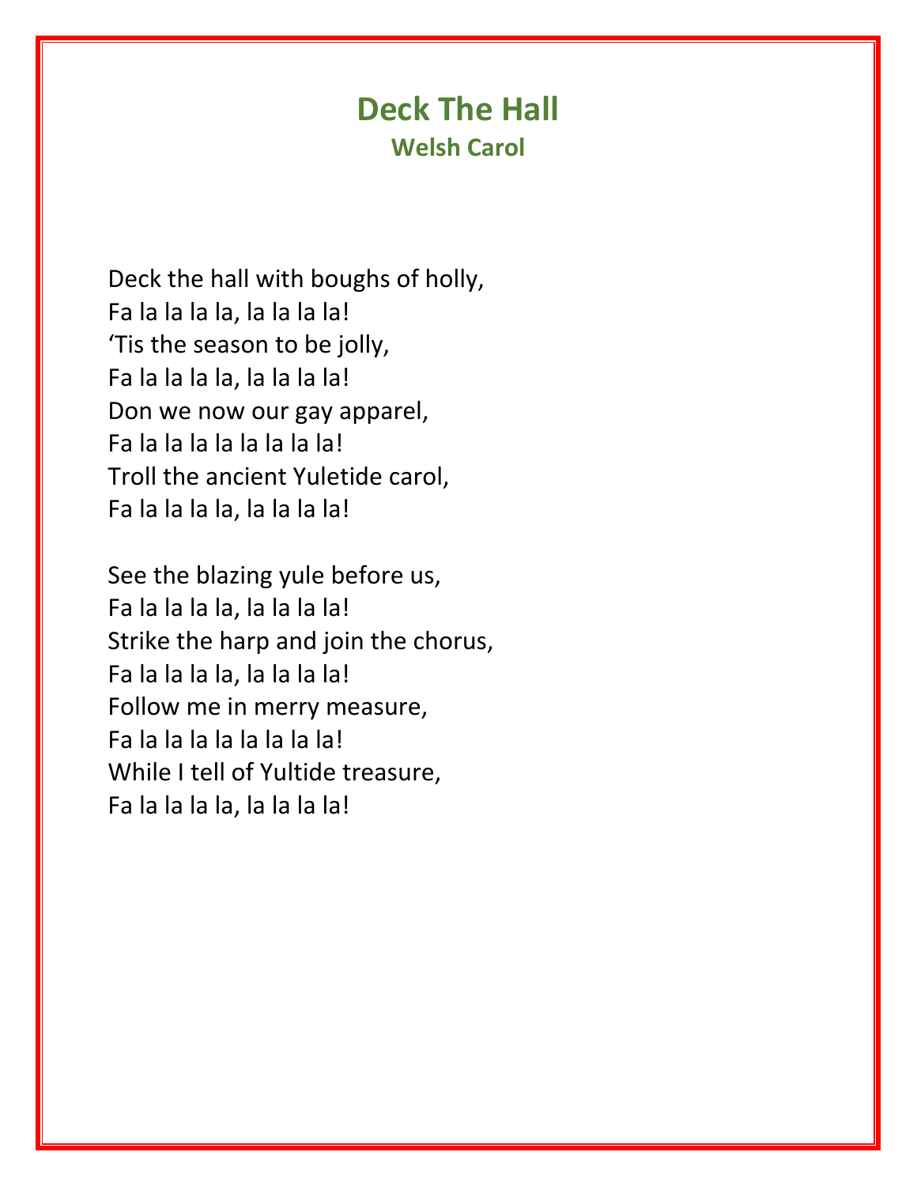# Deck The Hall

### Welsh Carol

Deck the hall with boughs of holly,
Fa la la la la, la la la la!
'Tis the season to be jolly,
Fa la la la la, la la la la!
Don we now our gay apparel,
Fa la la la la la la la la!
Troll the ancient Yuletide carol,
Fa la la la la, la la la la!

See the blazing yule before us,
Fa la la la la, la la la la!
Strike the harp and join the chorus,
Fa la la la la, la la la la!
Follow me in merry measure,
Fa la la la la la la la la!
While I tell of Yultide treasure,
Fa la la la la, la la la la!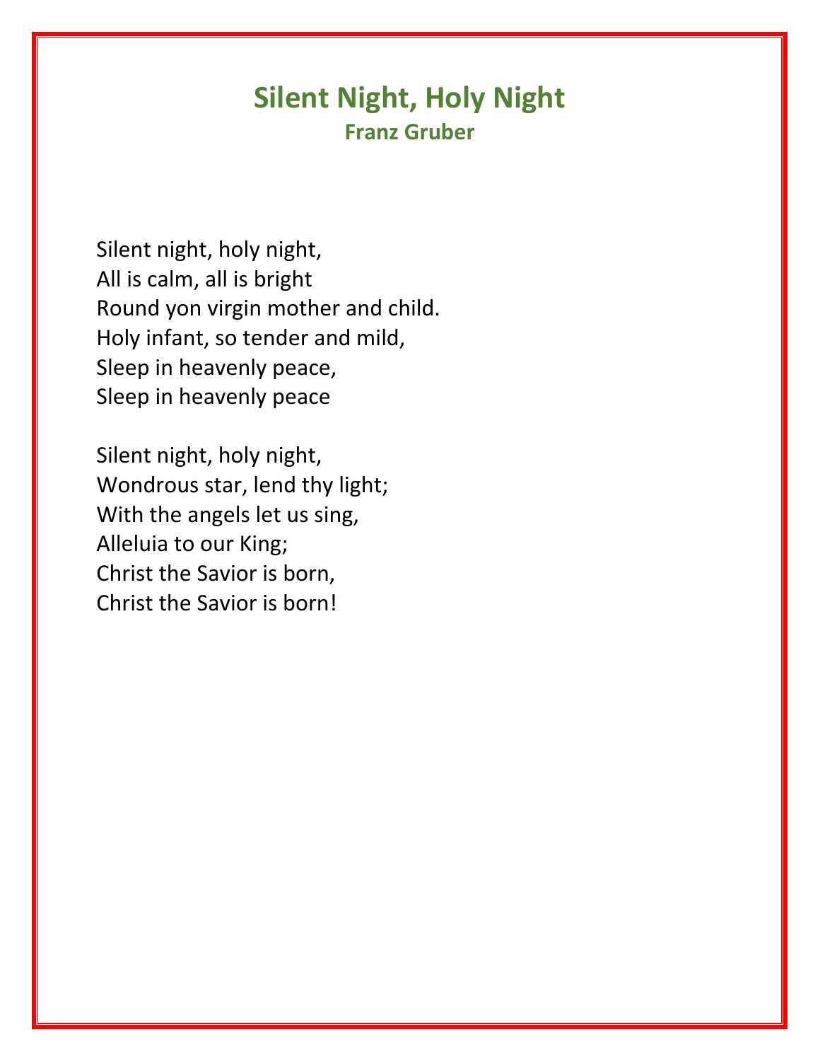# Silent Night, Holy Night

**Franz Gruber**

Silent night, holy night,
All is calm, all is bright
Round yon virgin mother and child.
Holy infant, so tender and mild,
Sleep in heavenly peace,
Sleep in heavenly peace

Silent night, holy night,
Wondrous star, lend thy light;
With the angels let us sing,
Alleluia to our King;
Christ the Savior is born,
Christ the Savior is born!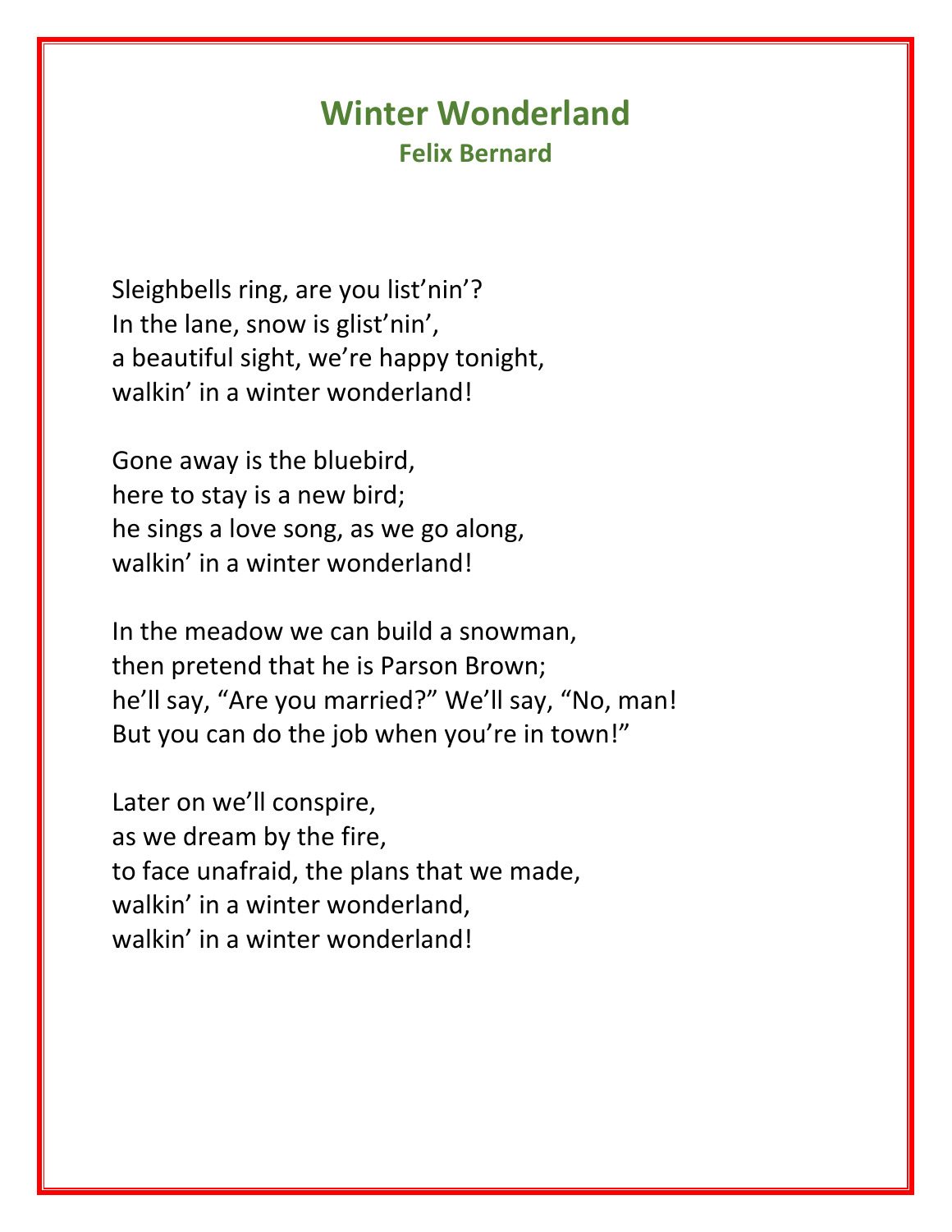# Winter Wonderland

### Felix Bernard

Sleighbells ring, are you list'nin'?
In the lane, snow is glist'nin',
a beautiful sight, we're happy tonight,
walkin' in a winter wonderland!

Gone away is the bluebird,
here to stay is a new bird;
he sings a love song, as we go along,
walkin' in a winter wonderland!

In the meadow we can build a snowman,
then pretend that he is Parson Brown;
he'll say, "Are you married?" We'll say, "No, man!
But you can do the job when you're in town!"

Later on we'll conspire,
as we dream by the fire,
to face unafraid, the plans that we made,
walkin' in a winter wonderland,
walkin' in a winter wonderland!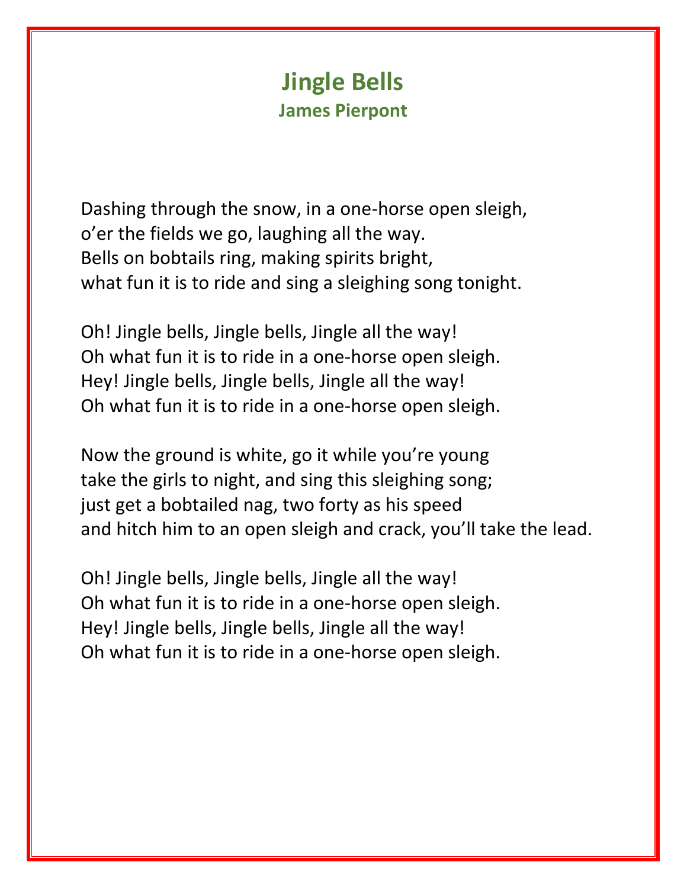# Jingle Bells

## James Pierpont

Dashing through the snow, in a one-horse open sleigh,
o'er the fields we go, laughing all the way.
Bells on bobtails ring, making spirits bright,
what fun it is to ride and sing a sleighing song tonight.

Oh! Jingle bells, Jingle bells, Jingle all the way!
Oh what fun it is to ride in a one-horse open sleigh.
Hey! Jingle bells, Jingle bells, Jingle all the way!
Oh what fun it is to ride in a one-horse open sleigh.

Now the ground is white, go it while you're young
take the girls to night, and sing this sleighing song;
just get a bobtailed nag, two forty as his speed
and hitch him to an open sleigh and crack, you'll take the lead.

Oh! Jingle bells, Jingle bells, Jingle all the way!
Oh what fun it is to ride in a one-horse open sleigh.
Hey! Jingle bells, Jingle bells, Jingle all the way!
Oh what fun it is to ride in a one-horse open sleigh.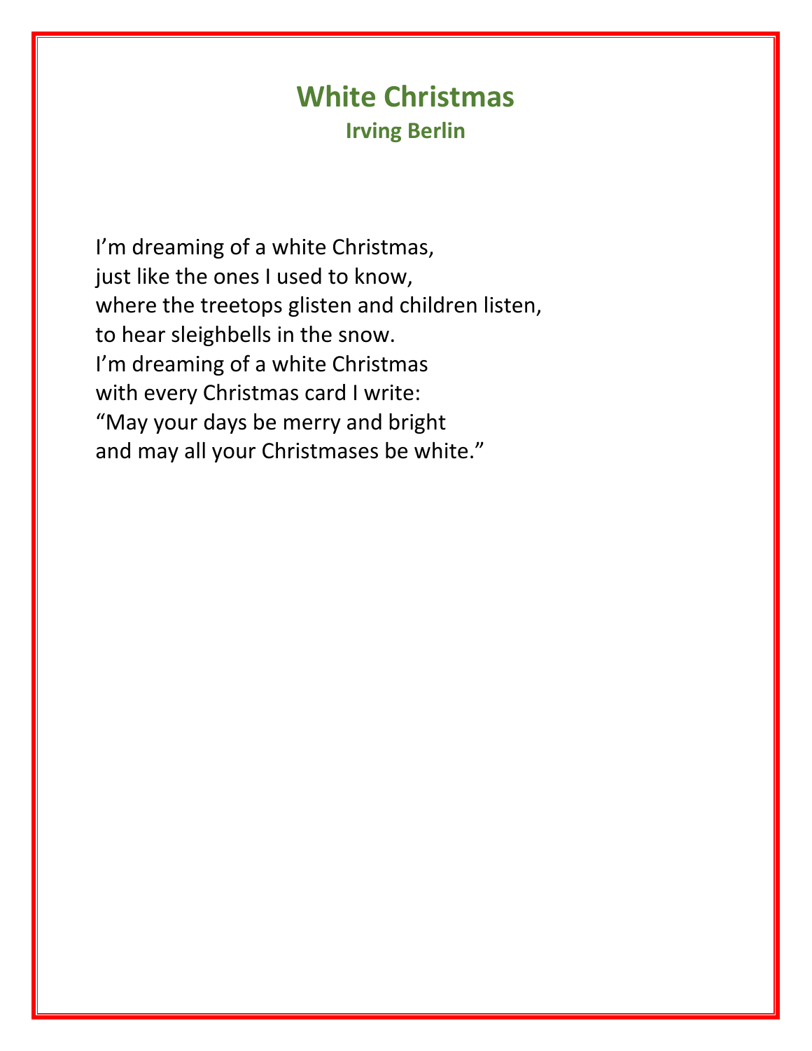# White Christmas

## Irving Berlin

I'm dreaming of a white Christmas,
just like the ones I used to know,
where the treetops glisten and children listen,
to hear sleighbells in the snow.
I'm dreaming of a white Christmas
with every Christmas card I write:
"May your days be merry and bright
and may all your Christmases be white."